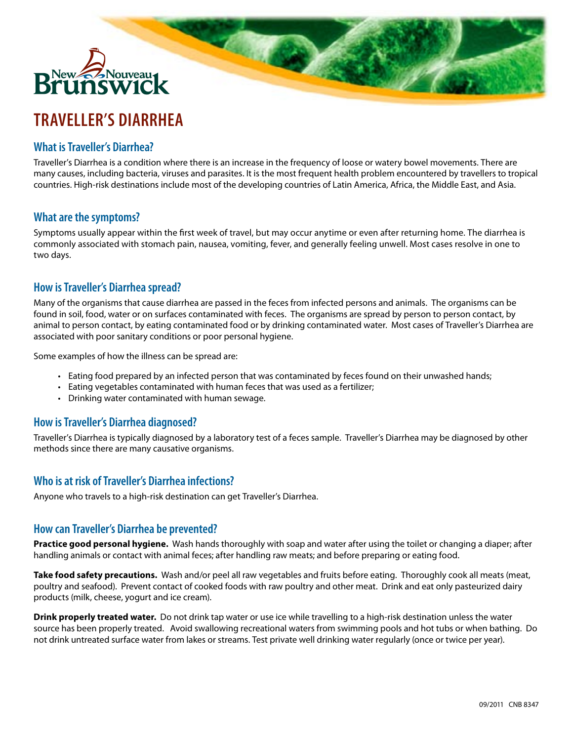# TRAVELLER'S DIARRHEA

## What is Traveller's Diarrhea?

Traveller's Diarrhea is a condition where there is an increase in the frequency of loose or watery bowel movements. There are many causes, including bacteria, viruses and parasites. It is the most frequent health problem encountered by travellers to tropical countries. High-risk destinations include most of the developing countries of Latin America, Africa, the Middle East, and Asia.

## What are the symptoms?

Symptoms usually appear within the first week of travel, but may occur anytime or even after returning home. The diarrhea is commonly associated with stomach pain, nausea, vomiting, fever, and generally feeling unwell. Most cases resolve in one to two days.

## How is Traveller's Diarrhea spread?

Many of the organisms that cause diarrhea are passed in the feces from infected persons and animals. The organisms can be found in soil, food, water or on surfaces contaminated with feces. The organisms are spread by person to person contact, by animal to person contact, by eating contaminated food or by drinking contaminated water. Most cases of Traveller's Diarrhea are associated with poor sanitary conditions or poor personal hygiene.

Some examples of how the illness can be spread are:

- Eating food prepared by an infected person that was contaminated by feces found on their unwashed hands;
- Eating vegetables contaminated with human feces that was used as a fertilizer;
- Drinking water contaminated with human sewage.

## How is Traveller's Diarrhea diagnosed?

Traveller's Diarrhea is typically diagnosed by a laboratory test of a feces sample. Traveller's Diarrhea may be diagnosed by other methods since there are many causative organisms.

## Who is at risk of Traveller's Diarrhea infections?

Anyone who travels to a high-risk destination can get Traveller's Diarrhea.

## How can Traveller's Diarrhea be prevented?

**Practice good personal hygiene.** Wash hands thoroughly with soap and water after using the toilet or changing a diaper; after handling animals or contact with animal feces; after handling raw meats; and before preparing or eating food.

**Take food safety precautions.** Wash and/or peel all raw vegetables and fruits before eating. Thoroughly cook all meats (meat, poultry and seafood). Prevent contact of cooked foods with raw poultry and other meat. Drink and eat only pasteurized dairy products (milk, cheese, yogurt and ice cream).

**Drink properly treated water.** Do not drink tap water or use ice while travelling to a high-risk destination unless the water source has been properly treated. Avoid swallowing recreational waters from swimming pools and hot tubs or when bathing. Do not drink untreated surface water from lakes or streams. Test private well drinking water regularly (once or twice per year).

09/2011 CNB 8347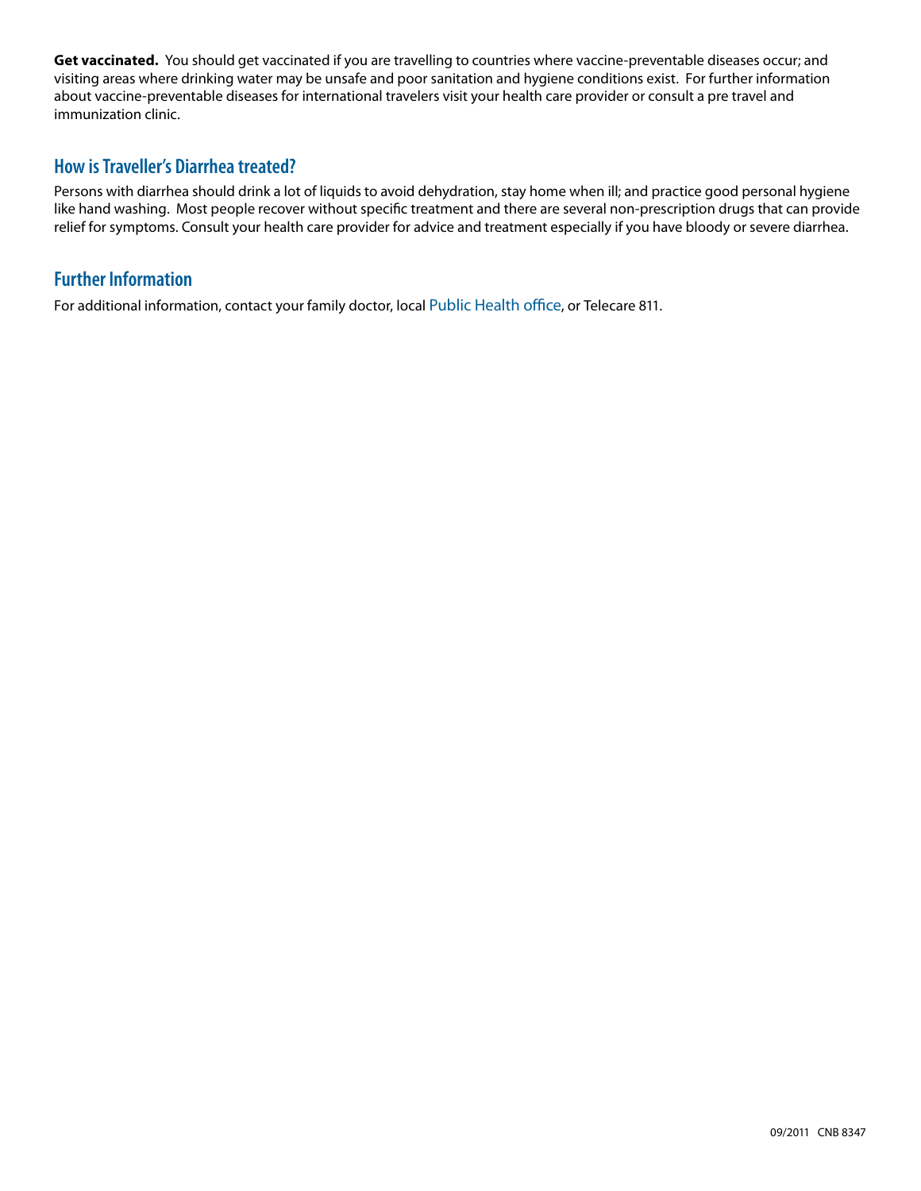**Get vaccinated.** You should get vaccinated if you are travelling to countries where vaccine-preventable diseases occur; and visiting areas where drinking water may be unsafe and poor sanitation and hygiene conditions exist. For further information about vaccine-preventable diseases for international travelers visit your health care provider or consult a pre travel and immunization clinic.

## How is Traveller's Diarrhea treated?

Persons with diarrhea should drink a lot of liquids to avoid dehydration, stay home when ill; and practice good personal hygiene like hand washing. Most people recover without specific treatment and there are several non-prescription drugs that can provide relief for symptoms. Consult your health care provider for advice and treatment especially if you have bloody or severe diarrhea.

## Further Information

For additional information, contact your family doctor, local Public Health office, or Telecare 811.

09/2011 CNB 8347